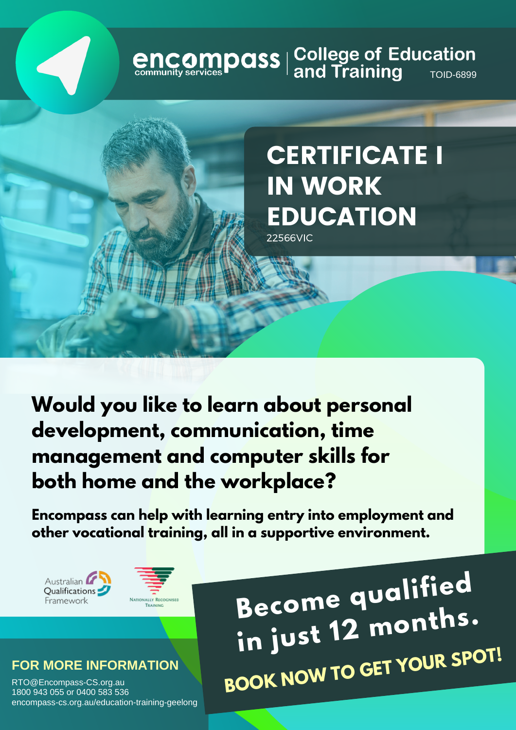encompass community services | College of Education and Training TOID-6899

# CERTIFICATE I IN WORK EDUCATION

22566VIC

## Would you like to learn about personal development, communication, time management and computer skills for both home and the workplace?

**Encompass can help with learning entry into employment and other vocational training, all in a supportive environment.**

Australian Qualifications Framework

Nationally Recognised Training

## Become qualified in just 12 months.

**BOOK NOW TO GET YOUR SPOT!**

### FOR MORE INFORMATION

RTO@Encompass-CS.org.au
1800 943 055 or 0400 583 536
encompass-cs.org.au/education-training-geelong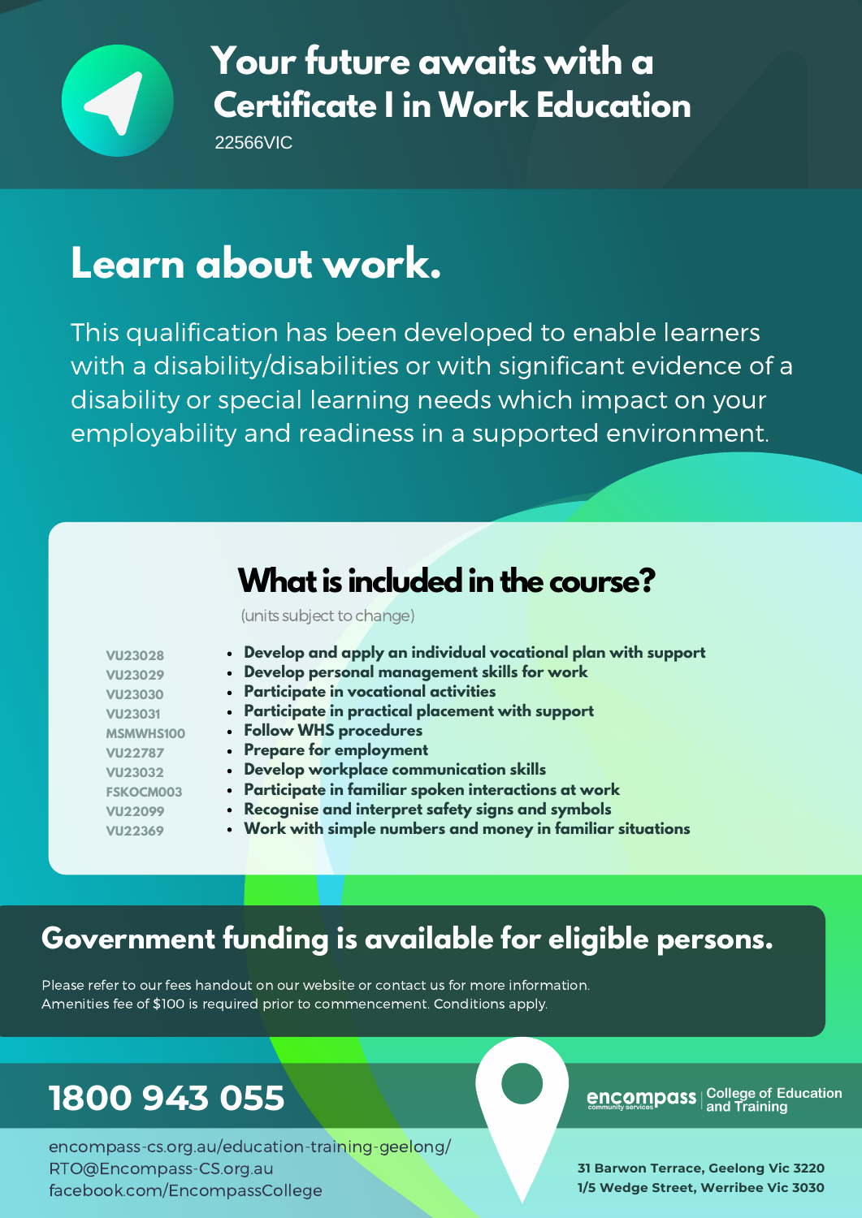# Your future awaits with a Certificate I in Work Education

22566VIC

## Learn about work.

This qualification has been developed to enable learners with a disability/disabilities or with significant evidence of a disability or special learning needs which impact on your employability and readiness in a supported environment.

## What is included in the course?

(units subject to change)

| | |
|---|---|
| VU23028 | **Develop and apply an individual vocational plan with support** |
| VU23029 | **Develop personal management skills for work** |
| VU23030 | **Participate in vocational activities** |
| VU23031 | **Participate in practical placement with support** |
| MSMWHS100 | **Follow WHS procedures** |
| VU22787 | **Prepare for employment** |
| VU23032 | **Develop workplace communication skills** |
| FSKOCM003 | **Participate in familiar spoken interactions at work** |
| VU22099 | **Recognise and interpret safety signs and symbols** |
| VU22369 | **Work with simple numbers and money in familiar situations** |

## Government funding is available for eligible persons.

Please refer to our fees handout on our website or contact us for more information.
Amenities fee of $100 is required prior to commencement. Conditions apply.

**1800 943 055**

encompass community services | College of Education and Training

encompass-cs.org.au/education-training-geelong/
RTO@Encompass-CS.org.au
facebook.com/EncompassCollege

**31 Barwon Terrace, Geelong Vic 3220**
**1/5 Wedge Street, Werribee Vic 3030**